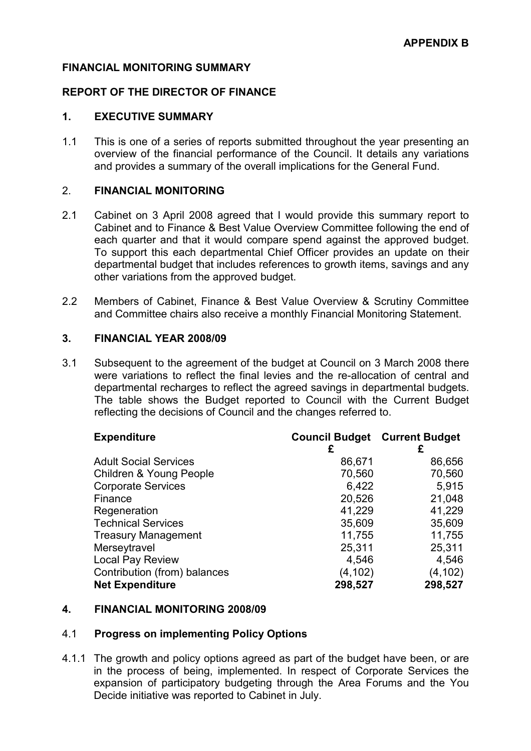**APPENDIX B**

**FINANCIAL MONITORING SUMMARY**

**REPORT OF THE DIRECTOR OF FINANCE**

## 1. EXECUTIVE SUMMARY

1.1 This is one of a series of reports submitted throughout the year presenting an overview of the financial performance of the Council. It details any variations and provides a summary of the overall implications for the General Fund.

## 2. FINANCIAL MONITORING

2.1 Cabinet on 3 April 2008 agreed that I would provide this summary report to Cabinet and to Finance & Best Value Overview Committee following the end of each quarter and that it would compare spend against the approved budget. To support this each departmental Chief Officer provides an update on their departmental budget that includes references to growth items, savings and any other variations from the approved budget.

2.2 Members of Cabinet, Finance & Best Value Overview & Scrutiny Committee and Committee chairs also receive a monthly Financial Monitoring Statement.

## 3. FINANCIAL YEAR 2008/09

3.1 Subsequent to the agreement of the budget at Council on 3 March 2008 there were variations to reflect the final levies and the re-allocation of central and departmental recharges to reflect the agreed savings in departmental budgets. The table shows the Budget reported to Council with the Current Budget reflecting the decisions of Council and the changes referred to.

| Expenditure | Council Budget £ | Current Budget £ |
|---|---|---|
| Adult Social Services | 86,671 | 86,656 |
| Children & Young People | 70,560 | 70,560 |
| Corporate Services | 6,422 | 5,915 |
| Finance | 20,526 | 21,048 |
| Regeneration | 41,229 | 41,229 |
| Technical Services | 35,609 | 35,609 |
| Treasury Management | 11,755 | 11,755 |
| Merseytravel | 25,311 | 25,311 |
| Local Pay Review | 4,546 | 4,546 |
| Contribution (from) balances | (4,102) | (4,102) |
| **Net Expenditure** | **298,527** | **298,527** |

## 4. FINANCIAL MONITORING 2008/09

### 4.1 Progress on implementing Policy Options

4.1.1 The growth and policy options agreed as part of the budget have been, or are in the process of being, implemented. In respect of Corporate Services the expansion of participatory budgeting through the Area Forums and the You Decide initiative was reported to Cabinet in July.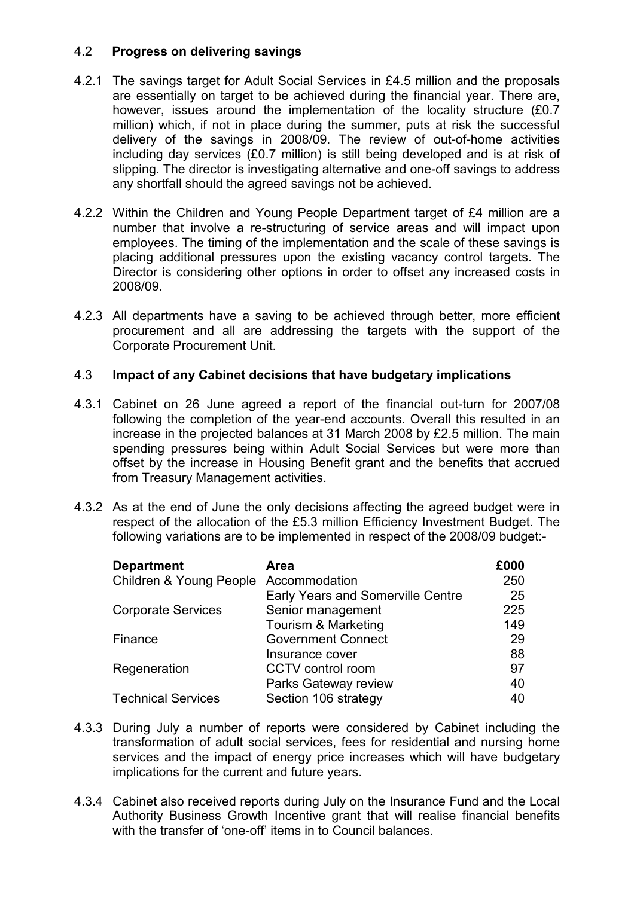## 4.2 **Progress on delivering savings**

4.2.1 The savings target for Adult Social Services in £4.5 million and the proposals are essentially on target to be achieved during the financial year. There are, however, issues around the implementation of the locality structure (£0.7 million) which, if not in place during the summer, puts at risk the successful delivery of the savings in 2008/09. The review of out-of-home activities including day services (£0.7 million) is still being developed and is at risk of slipping. The director is investigating alternative and one-off savings to address any shortfall should the agreed savings not be achieved.

4.2.2 Within the Children and Young People Department target of £4 million are a number that involve a re-structuring of service areas and will impact upon employees. The timing of the implementation and the scale of these savings is placing additional pressures upon the existing vacancy control targets. The Director is considering other options in order to offset any increased costs in 2008/09.

4.2.3 All departments have a saving to be achieved through better, more efficient procurement and all are addressing the targets with the support of the Corporate Procurement Unit.

## 4.3 **Impact of any Cabinet decisions that have budgetary implications**

4.3.1 Cabinet on 26 June agreed a report of the financial out-turn for 2007/08 following the completion of the year-end accounts. Overall this resulted in an increase in the projected balances at 31 March 2008 by £2.5 million. The main spending pressures being within Adult Social Services but were more than offset by the increase in Housing Benefit grant and the benefits that accrued from Treasury Management activities.

4.3.2 As at the end of June the only decisions affecting the agreed budget were in respect of the allocation of the £5.3 million Efficiency Investment Budget. The following variations are to be implemented in respect of the 2008/09 budget:-

| **Department** | **Area** | **£000** |
|---|---|---|
| Children & Young People | Accommodation | 250 |
| | Early Years and Somerville Centre | 25 |
| Corporate Services | Senior management | 225 |
| | Tourism & Marketing | 149 |
| Finance | Government Connect | 29 |
| | Insurance cover | 88 |
| Regeneration | CCTV control room | 97 |
| | Parks Gateway review | 40 |
| Technical Services | Section 106 strategy | 40 |

4.3.3 During July a number of reports were considered by Cabinet including the transformation of adult social services, fees for residential and nursing home services and the impact of energy price increases which will have budgetary implications for the current and future years.

4.3.4 Cabinet also received reports during July on the Insurance Fund and the Local Authority Business Growth Incentive grant that will realise financial benefits with the transfer of 'one-off' items in to Council balances.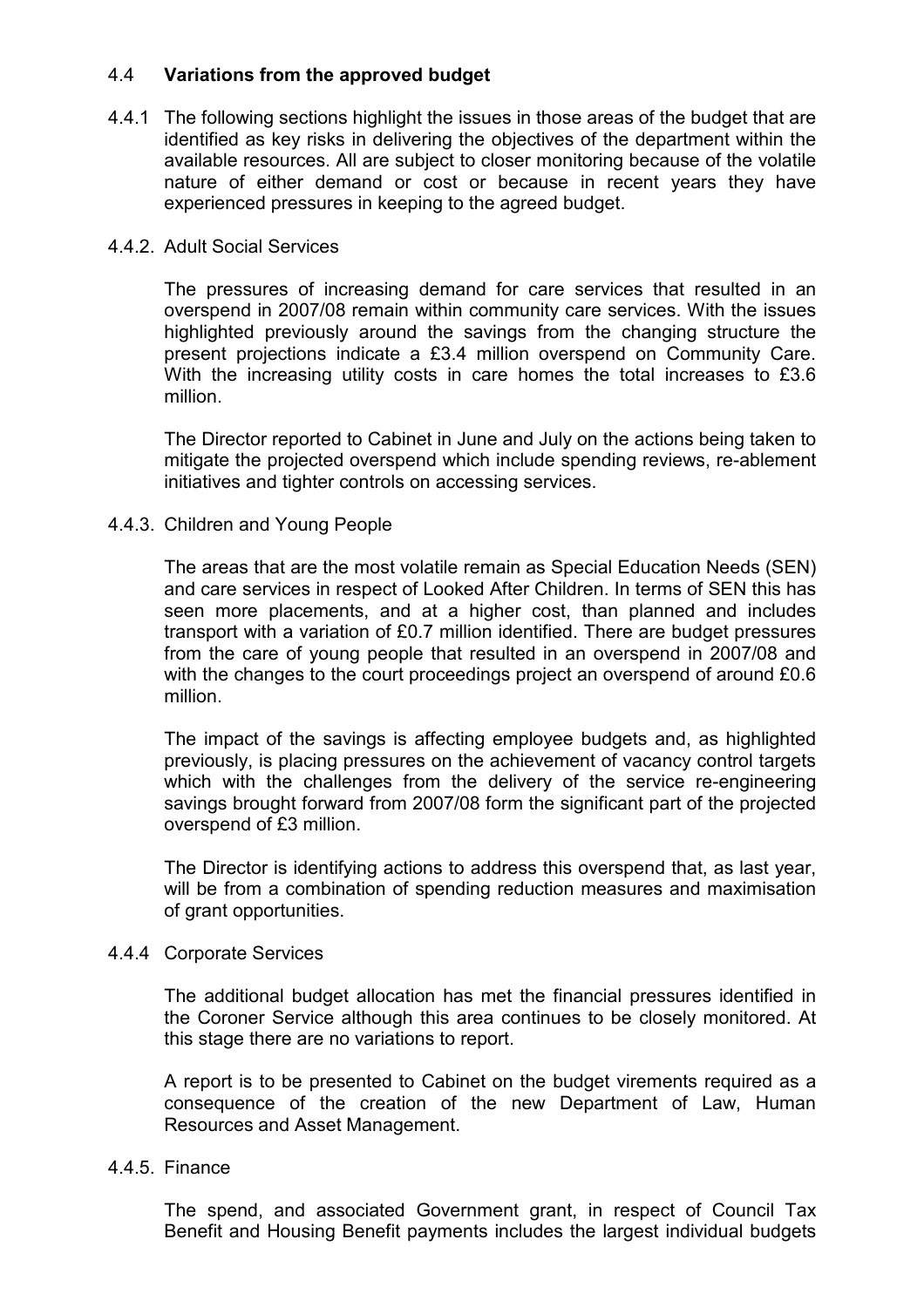## 4.4 **Variations from the approved budget**

4.4.1 The following sections highlight the issues in those areas of the budget that are identified as key risks in delivering the objectives of the department within the available resources. All are subject to closer monitoring because of the volatile nature of either demand or cost or because in recent years they have experienced pressures in keeping to the agreed budget.

### 4.4.2. Adult Social Services

The pressures of increasing demand for care services that resulted in an overspend in 2007/08 remain within community care services. With the issues highlighted previously around the savings from the changing structure the present projections indicate a £3.4 million overspend on Community Care. With the increasing utility costs in care homes the total increases to £3.6 million.

The Director reported to Cabinet in June and July on the actions being taken to mitigate the projected overspend which include spending reviews, re-ablement initiatives and tighter controls on accessing services.

### 4.4.3. Children and Young People

The areas that are the most volatile remain as Special Education Needs (SEN) and care services in respect of Looked After Children. In terms of SEN this has seen more placements, and at a higher cost, than planned and includes transport with a variation of £0.7 million identified. There are budget pressures from the care of young people that resulted in an overspend in 2007/08 and with the changes to the court proceedings project an overspend of around £0.6 million.

The impact of the savings is affecting employee budgets and, as highlighted previously, is placing pressures on the achievement of vacancy control targets which with the challenges from the delivery of the service re-engineering savings brought forward from 2007/08 form the significant part of the projected overspend of £3 million.

The Director is identifying actions to address this overspend that, as last year, will be from a combination of spending reduction measures and maximisation of grant opportunities.

### 4.4.4 Corporate Services

The additional budget allocation has met the financial pressures identified in the Coroner Service although this area continues to be closely monitored. At this stage there are no variations to report.

A report is to be presented to Cabinet on the budget virements required as a consequence of the creation of the new Department of Law, Human Resources and Asset Management.

### 4.4.5. Finance

The spend, and associated Government grant, in respect of Council Tax Benefit and Housing Benefit payments includes the largest individual budgets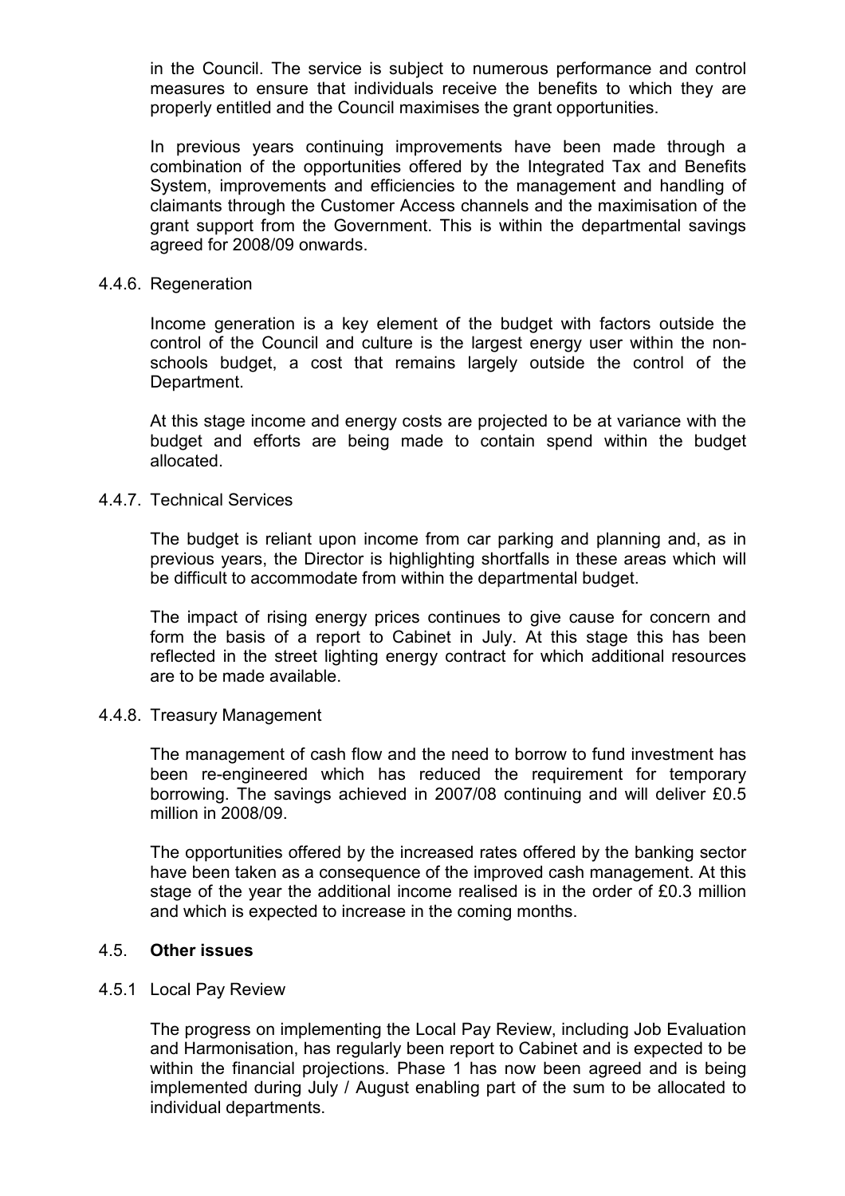in the Council. The service is subject to numerous performance and control measures to ensure that individuals receive the benefits to which they are properly entitled and the Council maximises the grant opportunities.

In previous years continuing improvements have been made through a combination of the opportunities offered by the Integrated Tax and Benefits System, improvements and efficiencies to the management and handling of claimants through the Customer Access channels and the maximisation of the grant support from the Government. This is within the departmental savings agreed for 2008/09 onwards.

#### 4.4.6. Regeneration

Income generation is a key element of the budget with factors outside the control of the Council and culture is the largest energy user within the non-schools budget, a cost that remains largely outside the control of the Department.

At this stage income and energy costs are projected to be at variance with the budget and efforts are being made to contain spend within the budget allocated.

#### 4.4.7. Technical Services

The budget is reliant upon income from car parking and planning and, as in previous years, the Director is highlighting shortfalls in these areas which will be difficult to accommodate from within the departmental budget.

The impact of rising energy prices continues to give cause for concern and form the basis of a report to Cabinet in July. At this stage this has been reflected in the street lighting energy contract for which additional resources are to be made available.

#### 4.4.8. Treasury Management

The management of cash flow and the need to borrow to fund investment has been re-engineered which has reduced the requirement for temporary borrowing. The savings achieved in 2007/08 continuing and will deliver £0.5 million in 2008/09.

The opportunities offered by the increased rates offered by the banking sector have been taken as a consequence of the improved cash management. At this stage of the year the additional income realised is in the order of £0.3 million and which is expected to increase in the coming months.

### 4.5. **Other issues**

#### 4.5.1 Local Pay Review

The progress on implementing the Local Pay Review, including Job Evaluation and Harmonisation, has regularly been report to Cabinet and is expected to be within the financial projections. Phase 1 has now been agreed and is being implemented during July / August enabling part of the sum to be allocated to individual departments.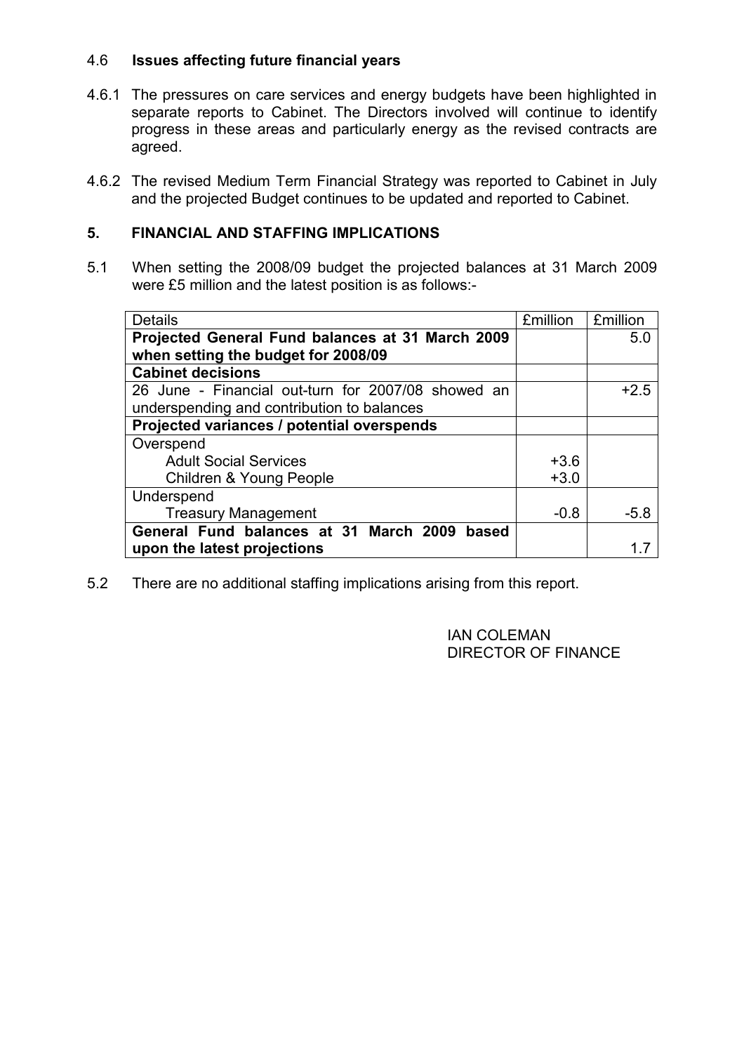### 4.6 **Issues affecting future financial years**

4.6.1 The pressures on care services and energy budgets have been highlighted in separate reports to Cabinet. The Directors involved will continue to identify progress in these areas and particularly energy as the revised contracts are agreed.

4.6.2 The revised Medium Term Financial Strategy was reported to Cabinet in July and the projected Budget continues to be updated and reported to Cabinet.

## 5. FINANCIAL AND STAFFING IMPLICATIONS

5.1 When setting the 2008/09 budget the projected balances at 31 March 2009 were £5 million and the latest position is as follows:-

| Details | £million | £million |
|---|---|---|
| **Projected General Fund balances at 31 March 2009 when setting the budget for 2008/09** | | 5.0 |
| **Cabinet decisions** | | |
| 26 June - Financial out-turn for 2007/08 showed an underspending and contribution to balances | | +2.5 |
| **Projected variances / potential overspends** | | |
| Overspend | | |
| Adult Social Services | +3.6 | |
| Children & Young People | +3.0 | |
| Underspend | | |
| Treasury Management | -0.8 | -5.8 |
| **General Fund balances at 31 March 2009 based upon the latest projections** | | 1.7 |

5.2 There are no additional staffing implications arising from this report.

IAN COLEMAN
DIRECTOR OF FINANCE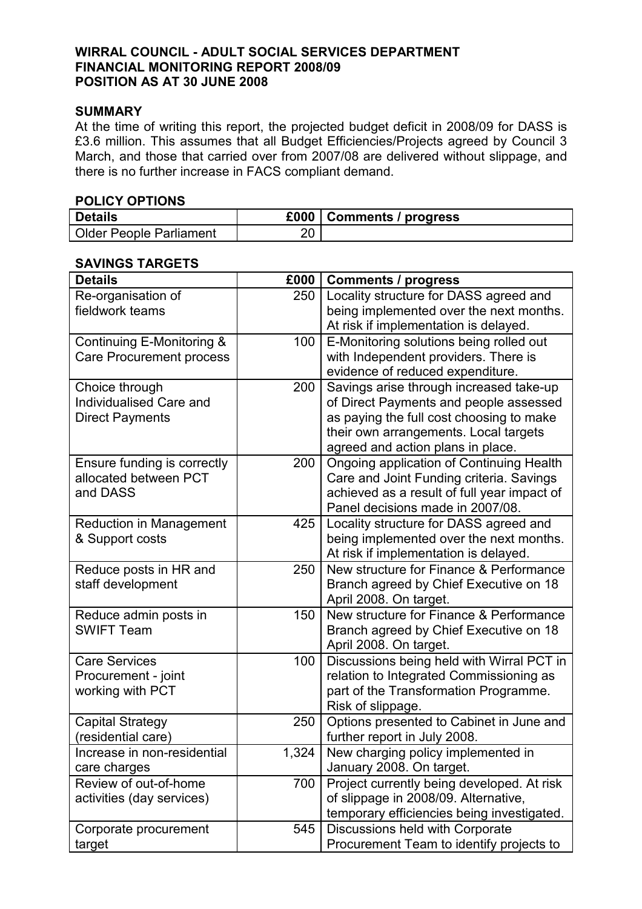**WIRRAL COUNCIL - ADULT SOCIAL SERVICES DEPARTMENT**
**FINANCIAL MONITORING REPORT 2008/09**
**POSITION AS AT 30 JUNE 2008**

**SUMMARY**

At the time of writing this report, the projected budget deficit in 2008/09 for DASS is £3.6 million. This assumes that all Budget Efficiencies/Projects agreed by Council 3 March, and those that carried over from 2007/08 are delivered without slippage, and there is no further increase in FACS compliant demand.

**POLICY OPTIONS**

| Details | £000 | Comments / progress |
|---|---|---|
| Older People Parliament | 20 | |

**SAVINGS TARGETS**

| Details | £000 | Comments / progress |
|---|---|---|
| Re-organisation of fieldwork teams | 250 | Locality structure for DASS agreed and being implemented over the next months. At risk if implementation is delayed. |
| Continuing E-Monitoring & Care Procurement process | 100 | E-Monitoring solutions being rolled out with Independent providers. There is evidence of reduced expenditure. |
| Choice through Individualised Care and Direct Payments | 200 | Savings arise through increased take-up of Direct Payments and people assessed as paying the full cost choosing to make their own arrangements. Local targets agreed and action plans in place. |
| Ensure funding is correctly allocated between PCT and DASS | 200 | Ongoing application of Continuing Health Care and Joint Funding criteria. Savings achieved as a result of full year impact of Panel decisions made in 2007/08. |
| Reduction in Management & Support costs | 425 | Locality structure for DASS agreed and being implemented over the next months. At risk if implementation is delayed. |
| Reduce posts in HR and staff development | 250 | New structure for Finance & Performance Branch agreed by Chief Executive on 18 April 2008. On target. |
| Reduce admin posts in SWIFT Team | 150 | New structure for Finance & Performance Branch agreed by Chief Executive on 18 April 2008. On target. |
| Care Services Procurement - joint working with PCT | 100 | Discussions being held with Wirral PCT in relation to Integrated Commissioning as part of the Transformation Programme. Risk of slippage. |
| Capital Strategy (residential care) | 250 | Options presented to Cabinet in June and further report in July 2008. |
| Increase in non-residential care charges | 1,324 | New charging policy implemented in January 2008. On target. |
| Review of out-of-home activities (day services) | 700 | Project currently being developed. At risk of slippage in 2008/09. Alternative, temporary efficiencies being investigated. |
| Corporate procurement target | 545 | Discussions held with Corporate Procurement Team to identify projects to |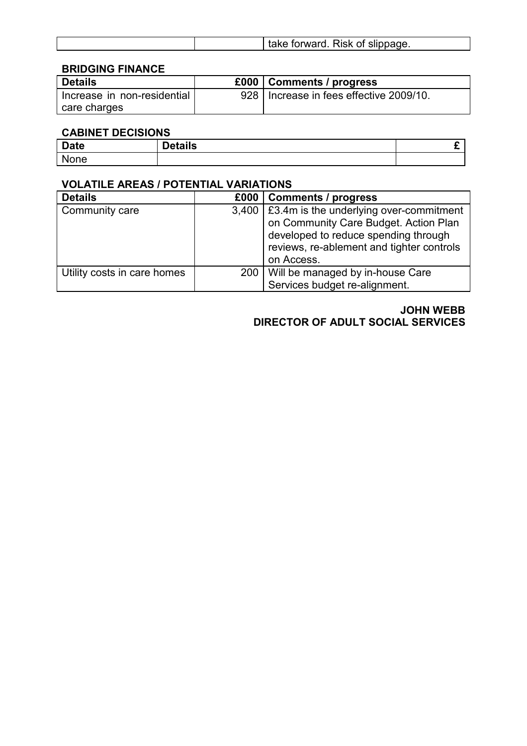| | | take forward. Risk of slippage. |
|---|---|---|

**BRIDGING FINANCE**

| Details | £000 | Comments / progress |
|---|---|---|
| Increase in non-residential care charges | 928 | Increase in fees effective 2009/10. |

**CABINET DECISIONS**

| Date | Details | £ |
|---|---|---|
| None | | |

**VOLATILE AREAS / POTENTIAL VARIATIONS**

| Details | £000 | Comments / progress |
|---|---|---|
| Community care | 3,400 | £3.4m is the underlying over-commitment on Community Care Budget. Action Plan developed to reduce spending through reviews, re-ablement and tighter controls on Access. |
| Utility costs in care homes | 200 | Will be managed by in-house Care Services budget re-alignment. |

**JOHN WEBB**
**DIRECTOR OF ADULT SOCIAL SERVICES**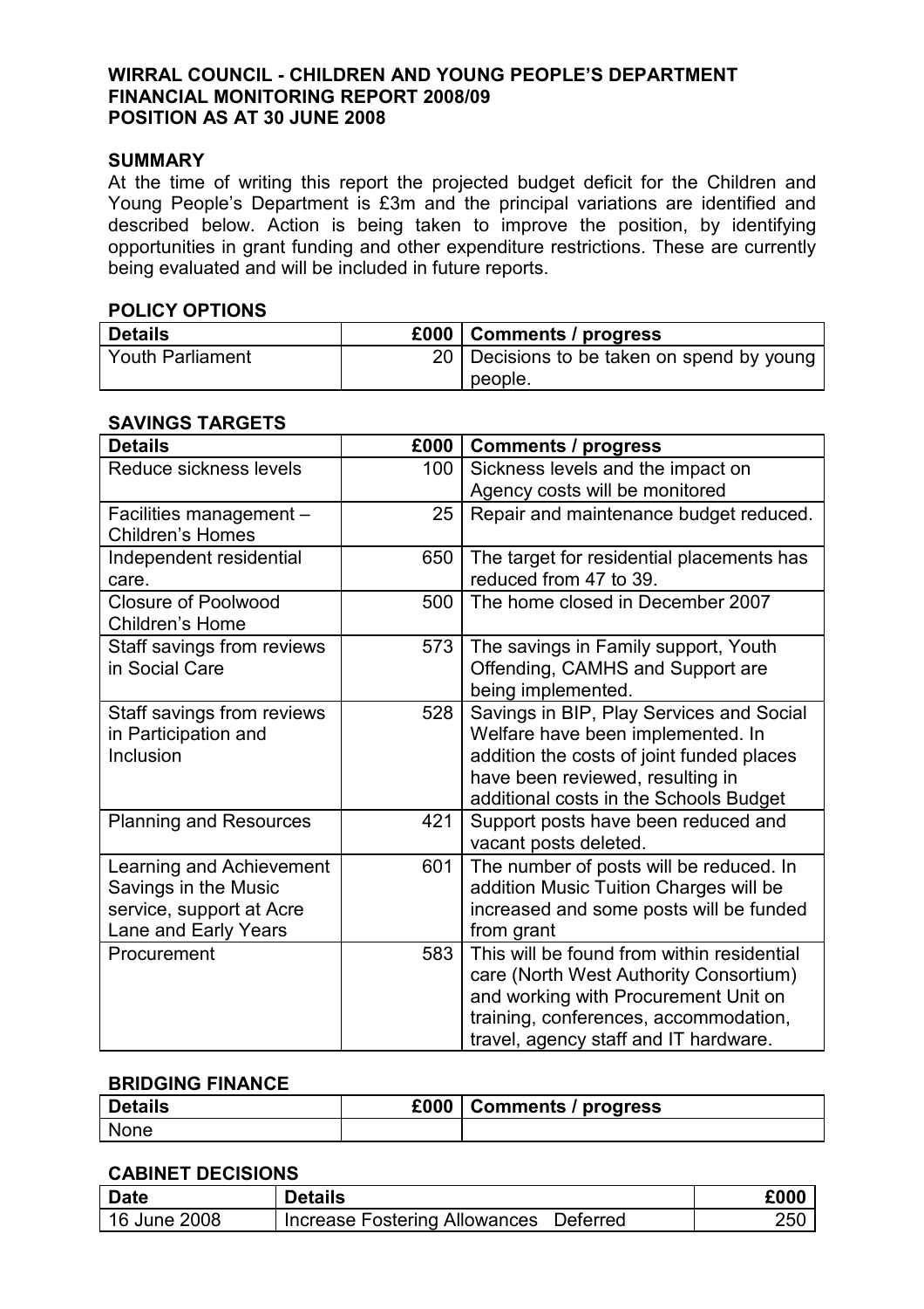**WIRRAL COUNCIL - CHILDREN AND YOUNG PEOPLE'S DEPARTMENT**
**FINANCIAL MONITORING REPORT 2008/09**
**POSITION AS AT 30 JUNE 2008**

**SUMMARY**

At the time of writing this report the projected budget deficit for the Children and Young People's Department is £3m and the principal variations are identified and described below. Action is being taken to improve the position, by identifying opportunities in grant funding and other expenditure restrictions. These are currently being evaluated and will be included in future reports.

**POLICY OPTIONS**

| Details | £000 | Comments / progress |
|---|---|---|
| Youth Parliament | 20 | Decisions to be taken on spend by young people. |

**SAVINGS TARGETS**

| Details | £000 | Comments / progress |
|---|---|---|
| Reduce sickness levels | 100 | Sickness levels and the impact on Agency costs will be monitored |
| Facilities management – Children's Homes | 25 | Repair and maintenance budget reduced. |
| Independent residential care. | 650 | The target for residential placements has reduced from 47 to 39. |
| Closure of Poolwood Children's Home | 500 | The home closed in December 2007 |
| Staff savings from reviews in Social Care | 573 | The savings in Family support, Youth Offending, CAMHS and Support are being implemented. |
| Staff savings from reviews in Participation and Inclusion | 528 | Savings in BIP, Play Services and Social Welfare have been implemented. In addition the costs of joint funded places have been reviewed, resulting in additional costs in the Schools Budget |
| Planning and Resources | 421 | Support posts have been reduced and vacant posts deleted. |
| Learning and Achievement Savings in the Music service, support at Acre Lane and Early Years | 601 | The number of posts will be reduced. In addition Music Tuition Charges will be increased and some posts will be funded from grant |
| Procurement | 583 | This will be found from within residential care (North West Authority Consortium) and working with Procurement Unit on training, conferences, accommodation, travel, agency staff and IT hardware. |

**BRIDGING FINANCE**

| Details | £000 | Comments / progress |
|---|---|---|
| None | | |

**CABINET DECISIONS**

| Date | Details | £000 |
|---|---|---|
| 16 June 2008 | Increase Fostering Allowances Deferred | 250 |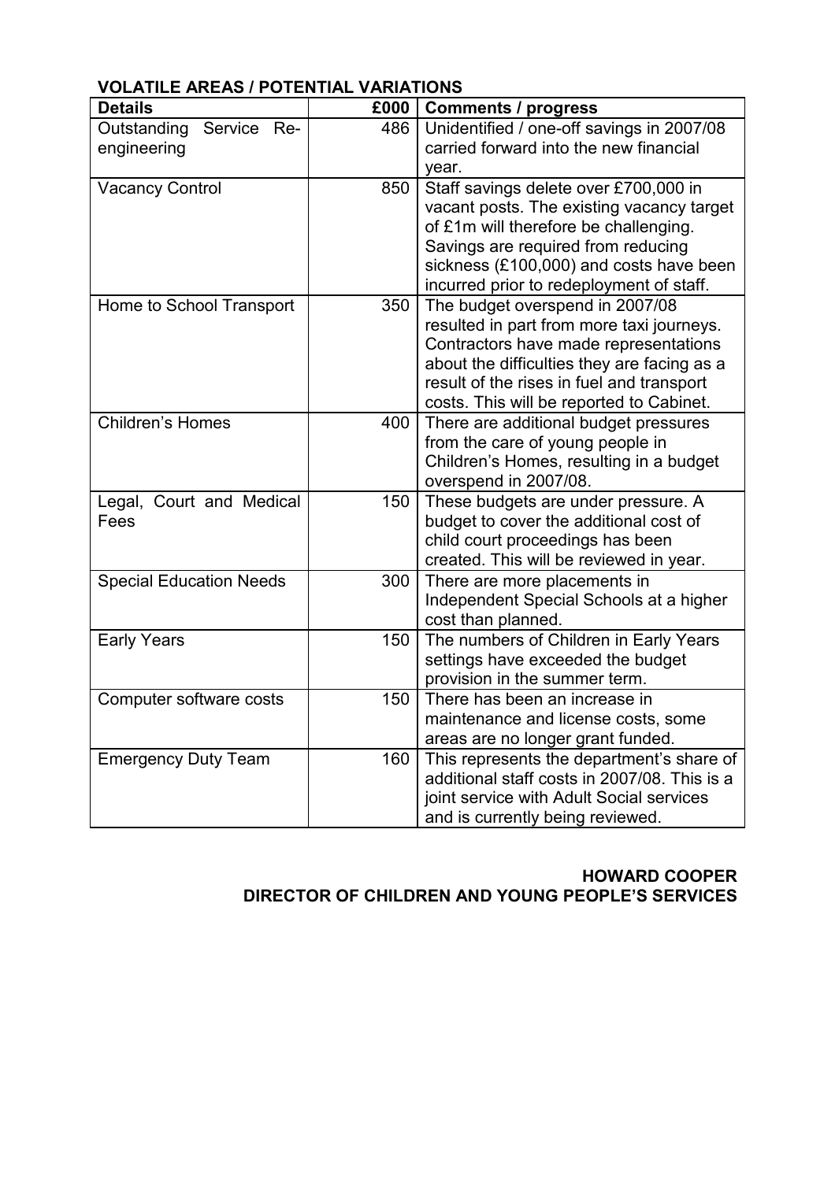**VOLATILE AREAS / POTENTIAL VARIATIONS**

| Details | £000 | Comments / progress |
|---|---|---|
| Outstanding Service Re-engineering | 486 | Unidentified / one-off savings in 2007/08 carried forward into the new financial year. |
| Vacancy Control | 850 | Staff savings delete over £700,000 in vacant posts. The existing vacancy target of £1m will therefore be challenging. Savings are required from reducing sickness (£100,000) and costs have been incurred prior to redeployment of staff. |
| Home to School Transport | 350 | The budget overspend in 2007/08 resulted in part from more taxi journeys. Contractors have made representations about the difficulties they are facing as a result of the rises in fuel and transport costs. This will be reported to Cabinet. |
| Children's Homes | 400 | There are additional budget pressures from the care of young people in Children's Homes, resulting in a budget overspend in 2007/08. |
| Legal, Court and Medical Fees | 150 | These budgets are under pressure. A budget to cover the additional cost of child court proceedings has been created. This will be reviewed in year. |
| Special Education Needs | 300 | There are more placements in Independent Special Schools at a higher cost than planned. |
| Early Years | 150 | The numbers of Children in Early Years settings have exceeded the budget provision in the summer term. |
| Computer software costs | 150 | There has been an increase in maintenance and license costs, some areas are no longer grant funded. |
| Emergency Duty Team | 160 | This represents the department's share of additional staff costs in 2007/08. This is a joint service with Adult Social services and is currently being reviewed. |

**HOWARD COOPER**
**DIRECTOR OF CHILDREN AND YOUNG PEOPLE'S SERVICES**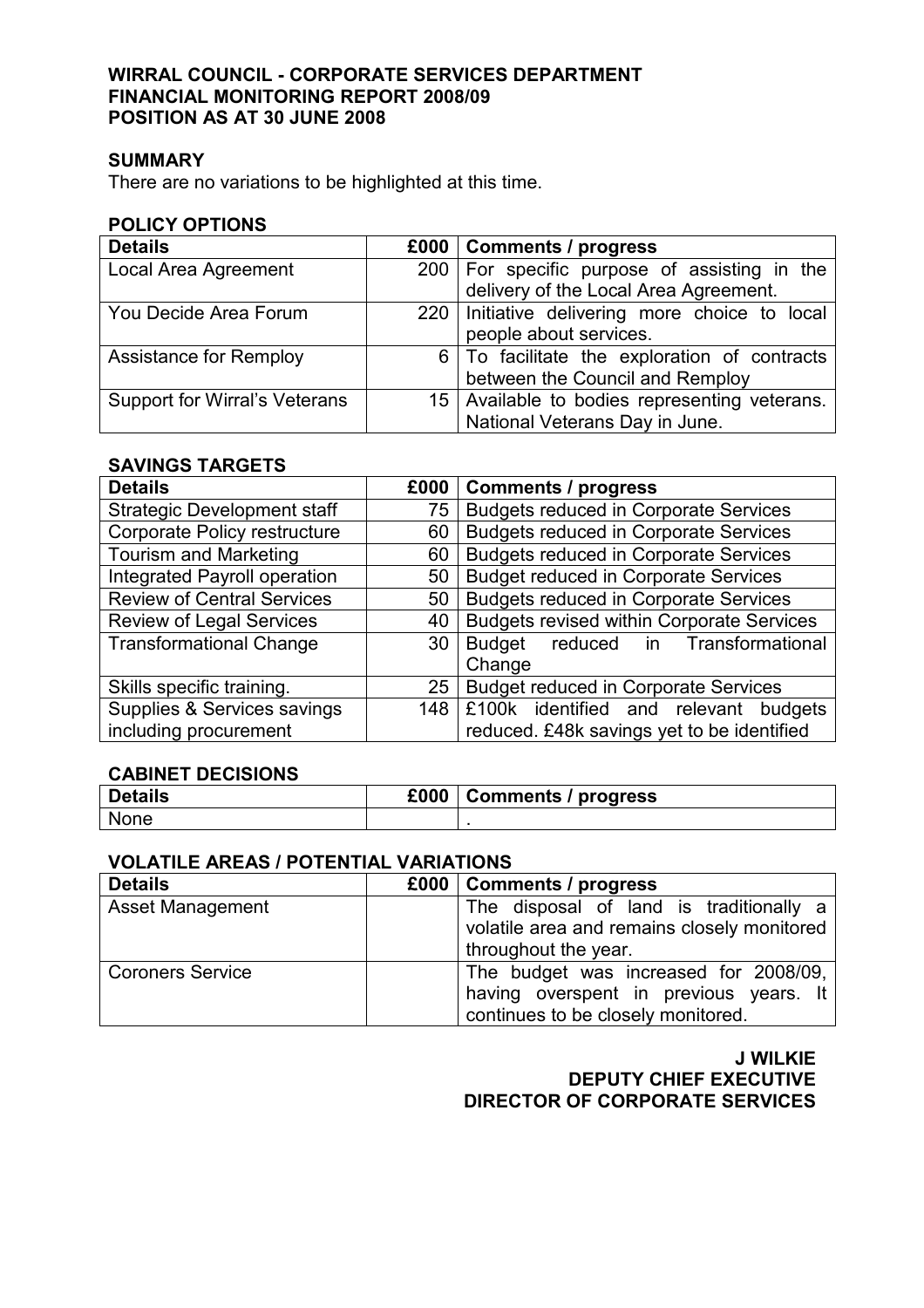**WIRRAL COUNCIL - CORPORATE SERVICES DEPARTMENT**
**FINANCIAL MONITORING REPORT 2008/09**
**POSITION AS AT 30 JUNE 2008**

**SUMMARY**

There are no variations to be highlighted at this time.

**POLICY OPTIONS**

| Details | £000 | Comments / progress |
|---|---|---|
| Local Area Agreement | 200 | For specific purpose of assisting in the delivery of the Local Area Agreement. |
| You Decide Area Forum | 220 | Initiative delivering more choice to local people about services. |
| Assistance for Remploy | 6 | To facilitate the exploration of contracts between the Council and Remploy |
| Support for Wirral's Veterans | 15 | Available to bodies representing veterans. National Veterans Day in June. |

**SAVINGS TARGETS**

| Details | £000 | Comments / progress |
|---|---|---|
| Strategic Development staff | 75 | Budgets reduced in Corporate Services |
| Corporate Policy restructure | 60 | Budgets reduced in Corporate Services |
| Tourism and Marketing | 60 | Budgets reduced in Corporate Services |
| Integrated Payroll operation | 50 | Budget reduced in Corporate Services |
| Review of Central Services | 50 | Budgets reduced in Corporate Services |
| Review of Legal Services | 40 | Budgets revised within Corporate Services |
| Transformational Change | 30 | Budget reduced in Transformational Change |
| Skills specific training. | 25 | Budget reduced in Corporate Services |
| Supplies & Services savings including procurement | 148 | £100k identified and relevant budgets reduced. £48k savings yet to be identified |

**CABINET DECISIONS**

| Details | £000 | Comments / progress |
|---|---|---|
| None | | . |

**VOLATILE AREAS / POTENTIAL VARIATIONS**

| Details | £000 | Comments / progress |
|---|---|---|
| Asset Management | | The disposal of land is traditionally a volatile area and remains closely monitored throughout the year. |
| Coroners Service | | The budget was increased for 2008/09, having overspent in previous years. It continues to be closely monitored. |

**J WILKIE**
**DEPUTY CHIEF EXECUTIVE**
**DIRECTOR OF CORPORATE SERVICES**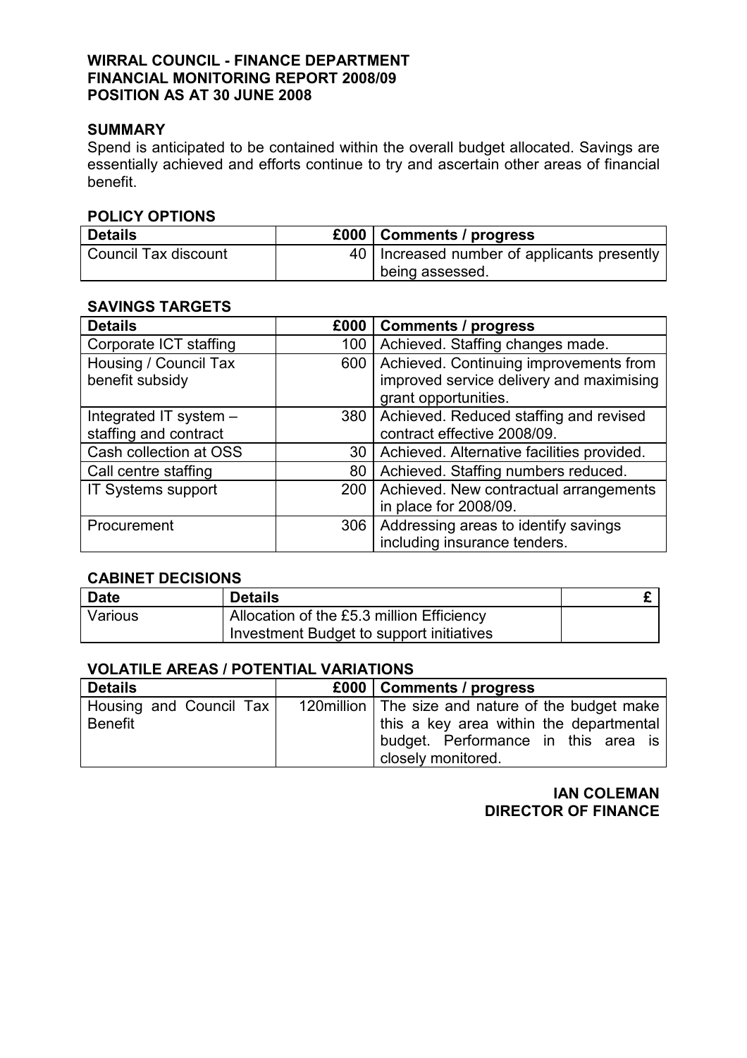**WIRRAL COUNCIL - FINANCE DEPARTMENT**
**FINANCIAL MONITORING REPORT 2008/09**
**POSITION AS AT 30 JUNE 2008**

## SUMMARY

Spend is anticipated to be contained within the overall budget allocated. Savings are essentially achieved and efforts continue to try and ascertain other areas of financial benefit.

## POLICY OPTIONS

| Details | £000 | Comments / progress |
|---|---|---|
| Council Tax discount | 40 | Increased number of applicants presently being assessed. |

## SAVINGS TARGETS

| Details | £000 | Comments / progress |
|---|---|---|
| Corporate ICT staffing | 100 | Achieved. Staffing changes made. |
| Housing / Council Tax benefit subsidy | 600 | Achieved. Continuing improvements from improved service delivery and maximising grant opportunities. |
| Integrated IT system – staffing and contract | 380 | Achieved. Reduced staffing and revised contract effective 2008/09. |
| Cash collection at OSS | 30 | Achieved. Alternative facilities provided. |
| Call centre staffing | 80 | Achieved. Staffing numbers reduced. |
| IT Systems support | 200 | Achieved. New contractual arrangements in place for 2008/09. |
| Procurement | 306 | Addressing areas to identify savings including insurance tenders. |

## CABINET DECISIONS

| Date | Details | £ |
|---|---|---|
| Various | Allocation of the £5.3 million Efficiency Investment Budget to support initiatives | |

## VOLATILE AREAS / POTENTIAL VARIATIONS

| Details | £000 | Comments / progress |
|---|---|---|
| Housing and Council Tax Benefit | 120million | The size and nature of the budget make this a key area within the departmental budget. Performance in this area is closely monitored. |

**IAN COLEMAN**
**DIRECTOR OF FINANCE**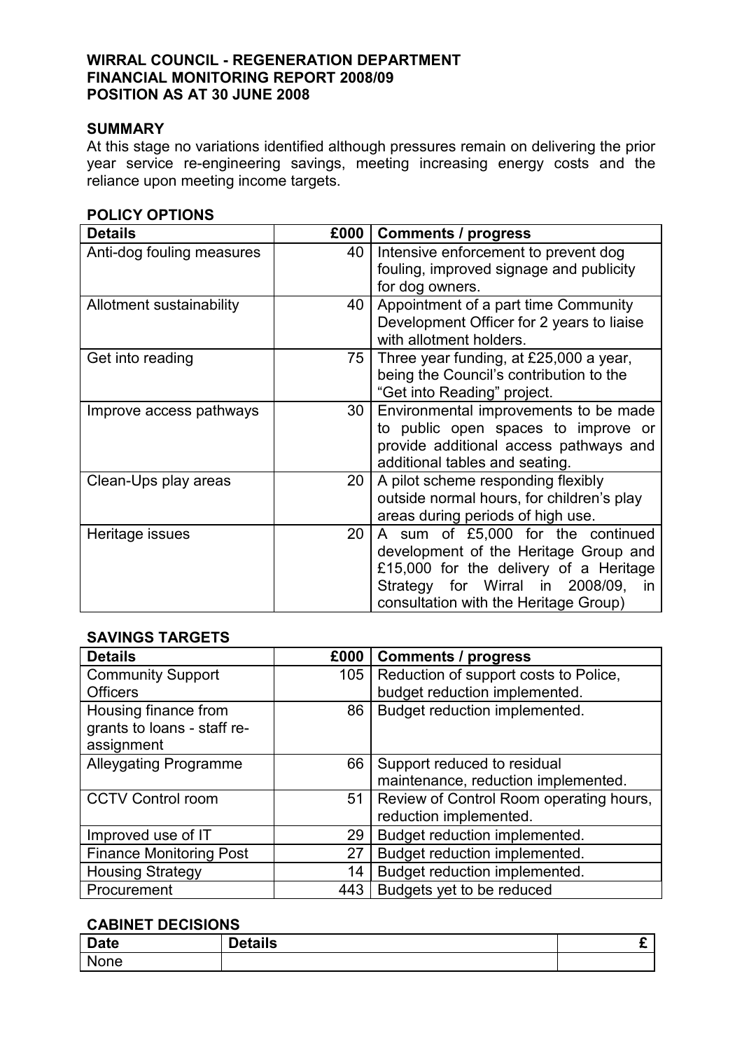**WIRRAL COUNCIL - REGENERATION DEPARTMENT**
**FINANCIAL MONITORING REPORT 2008/09**
**POSITION AS AT 30 JUNE 2008**

**SUMMARY**

At this stage no variations identified although pressures remain on delivering the prior year service re-engineering savings, meeting increasing energy costs and the reliance upon meeting income targets.

**POLICY OPTIONS**

| Details | £000 | Comments / progress |
|---|---|---|
| Anti-dog fouling measures | 40 | Intensive enforcement to prevent dog fouling, improved signage and publicity for dog owners. |
| Allotment sustainability | 40 | Appointment of a part time Community Development Officer for 2 years to liaise with allotment holders. |
| Get into reading | 75 | Three year funding, at £25,000 a year, being the Council's contribution to the "Get into Reading" project. |
| Improve access pathways | 30 | Environmental improvements to be made to public open spaces to improve or provide additional access pathways and additional tables and seating. |
| Clean-Ups play areas | 20 | A pilot scheme responding flexibly outside normal hours, for children's play areas during periods of high use. |
| Heritage issues | 20 | A sum of £5,000 for the continued development of the Heritage Group and £15,000 for the delivery of a Heritage Strategy for Wirral in 2008/09, in consultation with the Heritage Group) |

**SAVINGS TARGETS**

| Details | £000 | Comments / progress |
|---|---|---|
| Community Support Officers | 105 | Reduction of support costs to Police, budget reduction implemented. |
| Housing finance from grants to loans - staff re-assignment | 86 | Budget reduction implemented. |
| Alleygating Programme | 66 | Support reduced to residual maintenance, reduction implemented. |
| CCTV Control room | 51 | Review of Control Room operating hours, reduction implemented. |
| Improved use of IT | 29 | Budget reduction implemented. |
| Finance Monitoring Post | 27 | Budget reduction implemented. |
| Housing Strategy | 14 | Budget reduction implemented. |
| Procurement | 443 | Budgets yet to be reduced |

**CABINET DECISIONS**

| Date | Details | £ |
|---|---|---|
| None | | |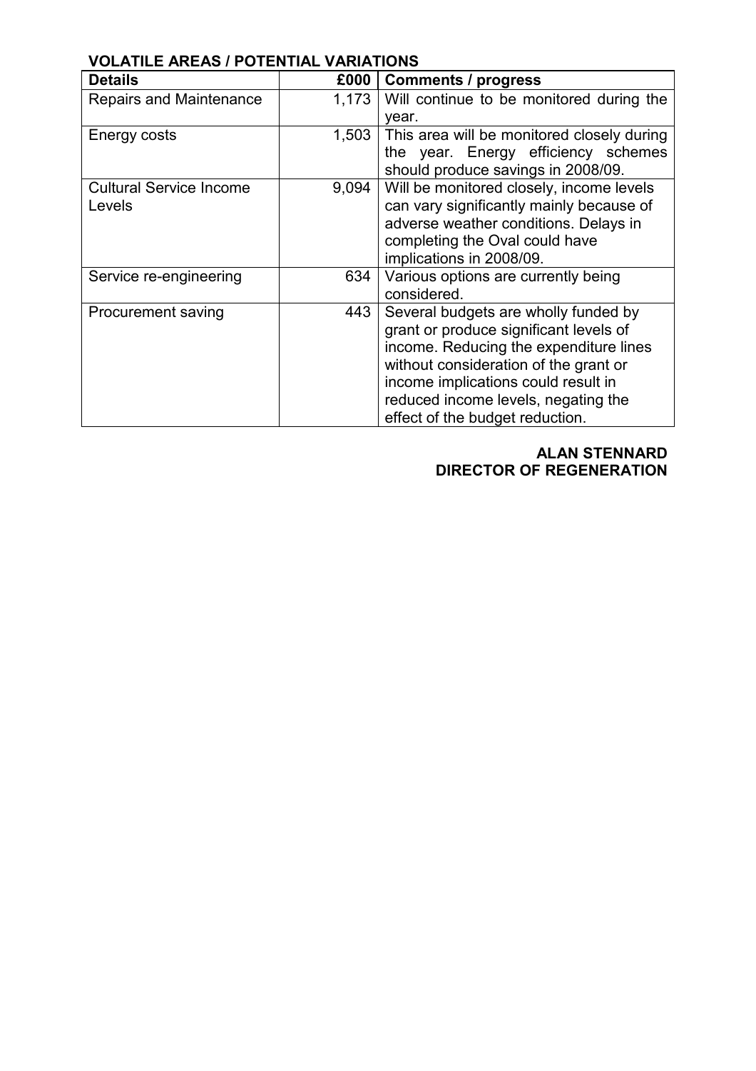**VOLATILE AREAS / POTENTIAL VARIATIONS**

| Details | £000 | Comments / progress |
|---|---|---|
| Repairs and Maintenance | 1,173 | Will continue to be monitored during the year. |
| Energy costs | 1,503 | This area will be monitored closely during the year. Energy efficiency schemes should produce savings in 2008/09. |
| Cultural Service Income Levels | 9,094 | Will be monitored closely, income levels can vary significantly mainly because of adverse weather conditions. Delays in completing the Oval could have implications in 2008/09. |
| Service re-engineering | 634 | Various options are currently being considered. |
| Procurement saving | 443 | Several budgets are wholly funded by grant or produce significant levels of income. Reducing the expenditure lines without consideration of the grant or income implications could result in reduced income levels, negating the effect of the budget reduction. |

**ALAN STENNARD**
**DIRECTOR OF REGENERATION**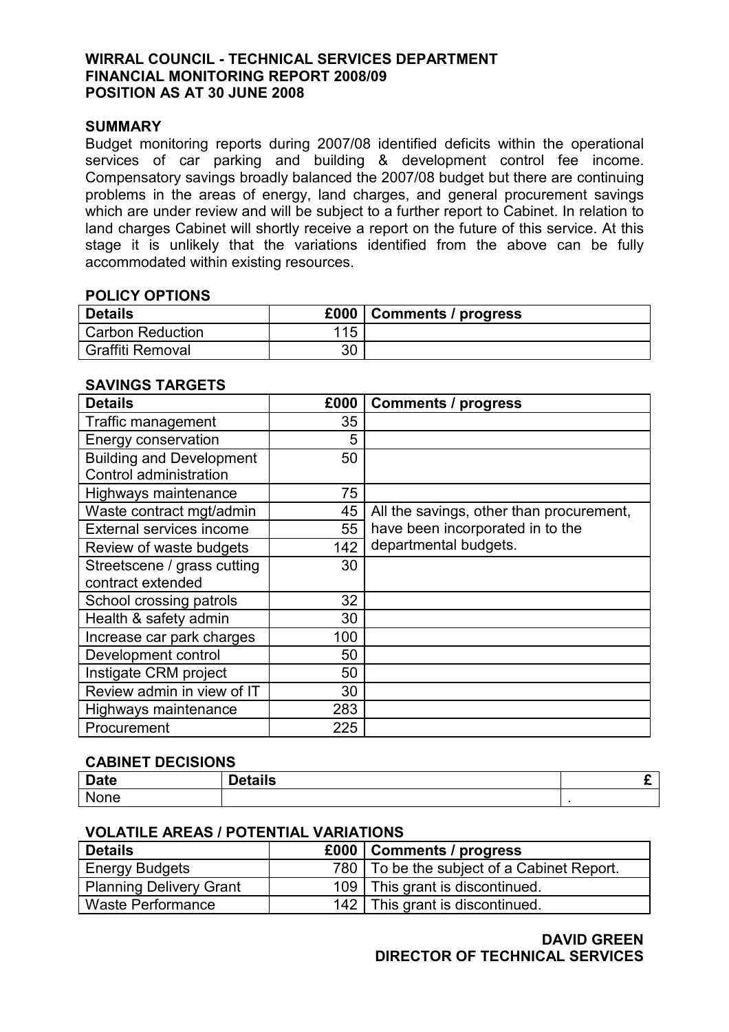**WIRRAL COUNCIL - TECHNICAL SERVICES DEPARTMENT**
**FINANCIAL MONITORING REPORT 2008/09**
**POSITION AS AT 30 JUNE 2008**

**SUMMARY**

Budget monitoring reports during 2007/08 identified deficits within the operational services of car parking and building & development control fee income. Compensatory savings broadly balanced the 2007/08 budget but there are continuing problems in the areas of energy, land charges, and general procurement savings which are under review and will be subject to a further report to Cabinet. In relation to land charges Cabinet will shortly receive a report on the future of this service. At this stage it is unlikely that the variations identified from the above can be fully accommodated within existing resources.

**POLICY OPTIONS**

| Details | £000 | Comments / progress |
|---|---|---|
| Carbon Reduction | 115 | |
| Graffiti Removal | 30 | |

**SAVINGS TARGETS**

| Details | £000 | Comments / progress |
|---|---|---|
| Traffic management | 35 | |
| Energy conservation | 5 | |
| Building and Development Control administration | 50 | |
| Highways maintenance | 75 | |
| Waste contract mgt/admin | 45 | All the savings, other than procurement, have been incorporated in to the departmental budgets. |
| External services income | 55 | |
| Review of waste budgets | 142 | |
| Streetscene / grass cutting contract extended | 30 | |
| School crossing patrols | 32 | |
| Health & safety admin | 30 | |
| Increase car park charges | 100 | |
| Development control | 50 | |
| Instigate CRM project | 50 | |
| Review admin in view of IT | 30 | |
| Highways maintenance | 283 | |
| Procurement | 225 | |

**CABINET DECISIONS**

| Date | Details | £ |
|---|---|---|
| None | | . |

**VOLATILE AREAS / POTENTIAL VARIATIONS**

| Details | £000 | Comments / progress |
|---|---|---|
| Energy Budgets | 780 | To be the subject of a Cabinet Report. |
| Planning Delivery Grant | 109 | This grant is discontinued. |
| Waste Performance | 142 | This grant is discontinued. |

**DAVID GREEN**
**DIRECTOR OF TECHNICAL SERVICES**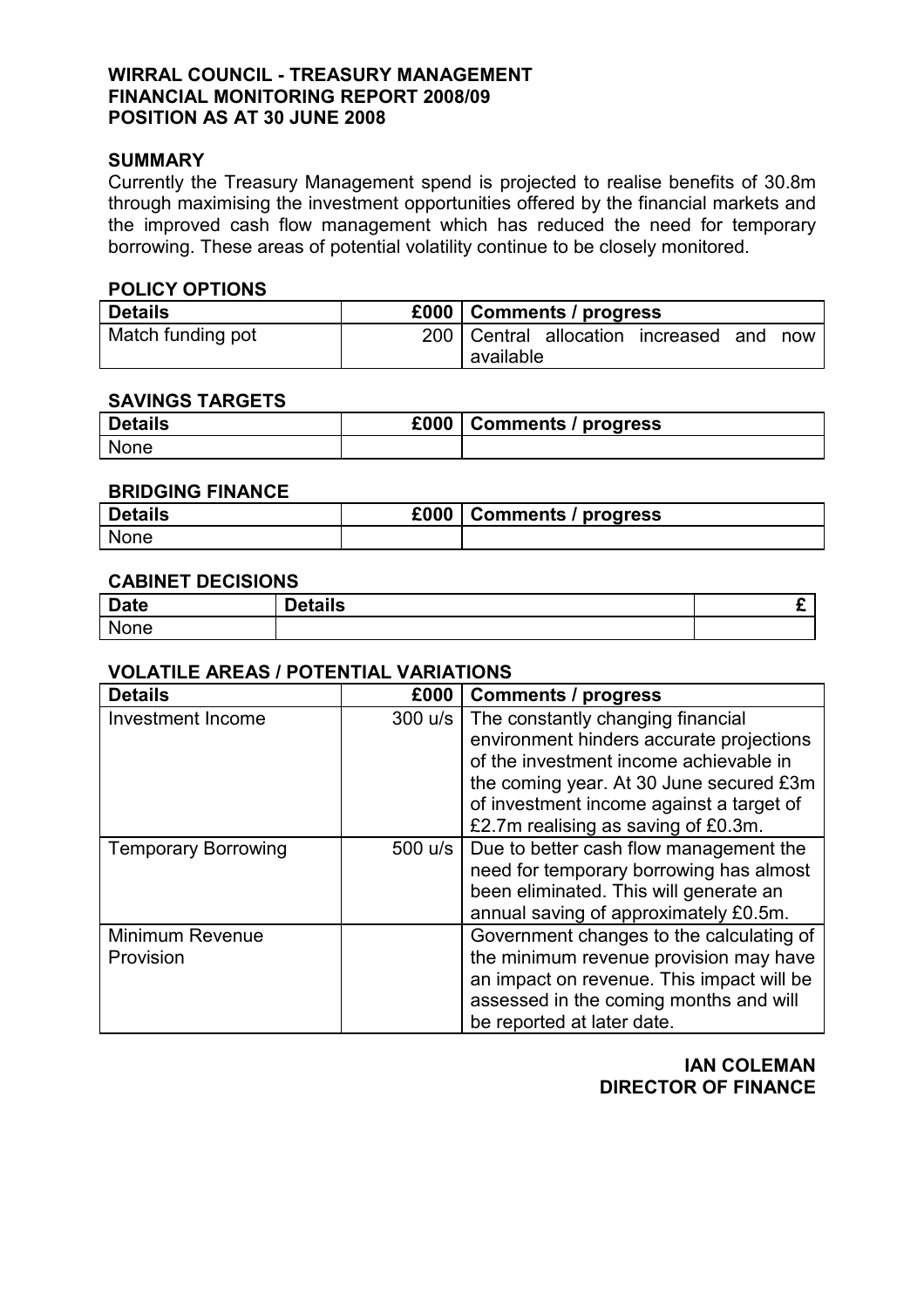**WIRRAL COUNCIL - TREASURY MANAGEMENT**
**FINANCIAL MONITORING REPORT 2008/09**
**POSITION AS AT 30 JUNE 2008**

**SUMMARY**

Currently the Treasury Management spend is projected to realise benefits of 30.8m through maximising the investment opportunities offered by the financial markets and the improved cash flow management which has reduced the need for temporary borrowing. These areas of potential volatility continue to be closely monitored.

**POLICY OPTIONS**

| Details | £000 | Comments / progress |
|---|---|---|
| Match funding pot | 200 | Central allocation increased and now available |

**SAVINGS TARGETS**

| Details | £000 | Comments / progress |
|---|---|---|
| None | | |

**BRIDGING FINANCE**

| Details | £000 | Comments / progress |
|---|---|---|
| None | | |

**CABINET DECISIONS**

| Date | Details | £ |
|---|---|---|
| None | | |

**VOLATILE AREAS / POTENTIAL VARIATIONS**

| Details | £000 | Comments / progress |
|---|---|---|
| Investment Income | 300 u/s | The constantly changing financial environment hinders accurate projections of the investment income achievable in the coming year. At 30 June secured £3m of investment income against a target of £2.7m realising as saving of £0.3m. |
| Temporary Borrowing | 500 u/s | Due to better cash flow management the need for temporary borrowing has almost been eliminated. This will generate an annual saving of approximately £0.5m. |
| Minimum Revenue Provision | | Government changes to the calculating of the minimum revenue provision may have an impact on revenue. This impact will be assessed in the coming months and will be reported at later date. |

**IAN COLEMAN**
**DIRECTOR OF FINANCE**